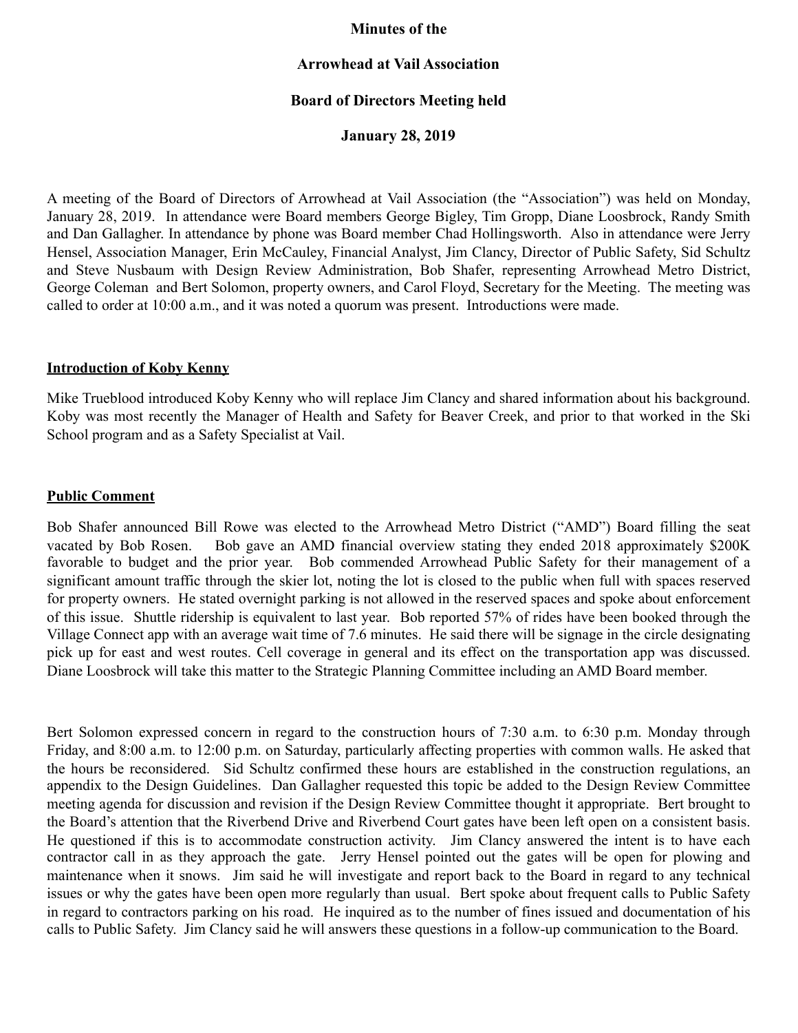**Minutes of the**

**Arrowhead at Vail Association**

**Board of Directors Meeting held**

**January 28, 2019**

A meeting of the Board of Directors of Arrowhead at Vail Association (the "Association") was held on Monday, January 28, 2019. In attendance were Board members George Bigley, Tim Gropp, Diane Loosbrock, Randy Smith and Dan Gallagher. In attendance by phone was Board member Chad Hollingsworth. Also in attendance were Jerry Hensel, Association Manager, Erin McCauley, Financial Analyst, Jim Clancy, Director of Public Safety, Sid Schultz and Steve Nusbaum with Design Review Administration, Bob Shafer, representing Arrowhead Metro District, George Coleman and Bert Solomon, property owners, and Carol Floyd, Secretary for the Meeting. The meeting was called to order at 10:00 a.m., and it was noted a quorum was present. Introductions were made.

**Introduction of Koby Kenny**

Mike Trueblood introduced Koby Kenny who will replace Jim Clancy and shared information about his background. Koby was most recently the Manager of Health and Safety for Beaver Creek, and prior to that worked in the Ski School program and as a Safety Specialist at Vail.

**Public Comment**

Bob Shafer announced Bill Rowe was elected to the Arrowhead Metro District ("AMD") Board filling the seat vacated by Bob Rosen. Bob gave an AMD financial overview stating they ended 2018 approximately $200K favorable to budget and the prior year. Bob commended Arrowhead Public Safety for their management of a significant amount traffic through the skier lot, noting the lot is closed to the public when full with spaces reserved for property owners. He stated overnight parking is not allowed in the reserved spaces and spoke about enforcement of this issue. Shuttle ridership is equivalent to last year. Bob reported 57% of rides have been booked through the Village Connect app with an average wait time of 7.6 minutes. He said there will be signage in the circle designating pick up for east and west routes. Cell coverage in general and its effect on the transportation app was discussed. Diane Loosbrock will take this matter to the Strategic Planning Committee including an AMD Board member.

Bert Solomon expressed concern in regard to the construction hours of 7:30 a.m. to 6:30 p.m. Monday through Friday, and 8:00 a.m. to 12:00 p.m. on Saturday, particularly affecting properties with common walls. He asked that the hours be reconsidered. Sid Schultz confirmed these hours are established in the construction regulations, an appendix to the Design Guidelines. Dan Gallagher requested this topic be added to the Design Review Committee meeting agenda for discussion and revision if the Design Review Committee thought it appropriate. Bert brought to the Board's attention that the Riverbend Drive and Riverbend Court gates have been left open on a consistent basis. He questioned if this is to accommodate construction activity. Jim Clancy answered the intent is to have each contractor call in as they approach the gate. Jerry Hensel pointed out the gates will be open for plowing and maintenance when it snows. Jim said he will investigate and report back to the Board in regard to any technical issues or why the gates have been open more regularly than usual. Bert spoke about frequent calls to Public Safety in regard to contractors parking on his road. He inquired as to the number of fines issued and documentation of his calls to Public Safety. Jim Clancy said he will answers these questions in a follow-up communication to the Board.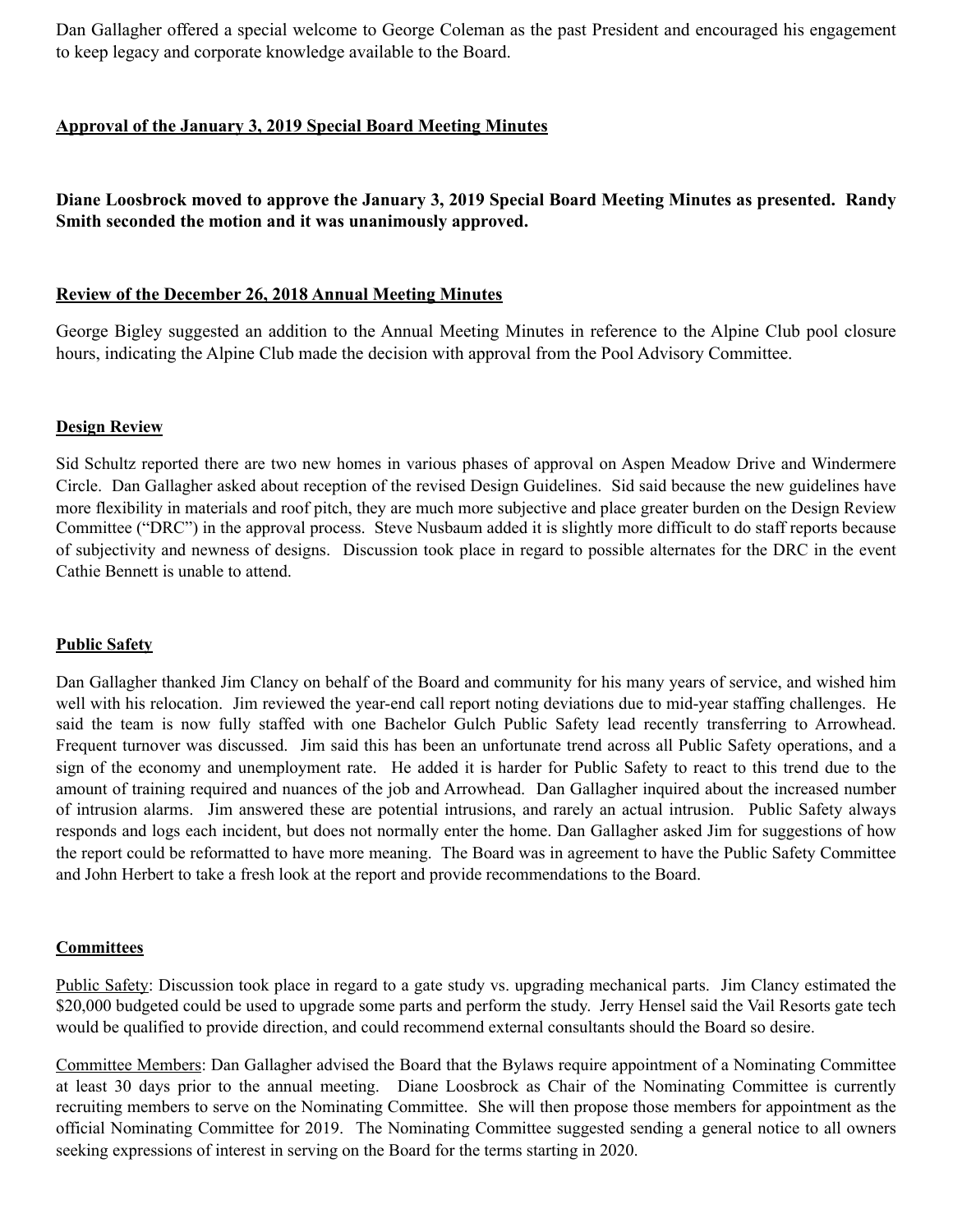Dan Gallagher offered a special welcome to George Coleman as the past President and encouraged his engagement to keep legacy and corporate knowledge available to the Board.

**Approval of the January 3, 2019 Special Board Meeting Minutes**

**Diane Loosbrock moved to approve the January 3, 2019 Special Board Meeting Minutes as presented. Randy Smith seconded the motion and it was unanimously approved.**

**Review of the December 26, 2018 Annual Meeting Minutes**

George Bigley suggested an addition to the Annual Meeting Minutes in reference to the Alpine Club pool closure hours, indicating the Alpine Club made the decision with approval from the Pool Advisory Committee.

**Design Review**

Sid Schultz reported there are two new homes in various phases of approval on Aspen Meadow Drive and Windermere Circle. Dan Gallagher asked about reception of the revised Design Guidelines. Sid said because the new guidelines have more flexibility in materials and roof pitch, they are much more subjective and place greater burden on the Design Review Committee ("DRC") in the approval process. Steve Nusbaum added it is slightly more difficult to do staff reports because of subjectivity and newness of designs. Discussion took place in regard to possible alternates for the DRC in the event Cathie Bennett is unable to attend.

**Public Safety**

Dan Gallagher thanked Jim Clancy on behalf of the Board and community for his many years of service, and wished him well with his relocation. Jim reviewed the year-end call report noting deviations due to mid-year staffing challenges. He said the team is now fully staffed with one Bachelor Gulch Public Safety lead recently transferring to Arrowhead. Frequent turnover was discussed. Jim said this has been an unfortunate trend across all Public Safety operations, and a sign of the economy and unemployment rate. He added it is harder for Public Safety to react to this trend due to the amount of training required and nuances of the job and Arrowhead. Dan Gallagher inquired about the increased number of intrusion alarms. Jim answered these are potential intrusions, and rarely an actual intrusion. Public Safety always responds and logs each incident, but does not normally enter the home. Dan Gallagher asked Jim for suggestions of how the report could be reformatted to have more meaning. The Board was in agreement to have the Public Safety Committee and John Herbert to take a fresh look at the report and provide recommendations to the Board.

**Committees**

Public Safety: Discussion took place in regard to a gate study vs. upgrading mechanical parts. Jim Clancy estimated the $20,000 budgeted could be used to upgrade some parts and perform the study. Jerry Hensel said the Vail Resorts gate tech would be qualified to provide direction, and could recommend external consultants should the Board so desire.

Committee Members: Dan Gallagher advised the Board that the Bylaws require appointment of a Nominating Committee at least 30 days prior to the annual meeting. Diane Loosbrock as Chair of the Nominating Committee is currently recruiting members to serve on the Nominating Committee. She will then propose those members for appointment as the official Nominating Committee for 2019. The Nominating Committee suggested sending a general notice to all owners seeking expressions of interest in serving on the Board for the terms starting in 2020.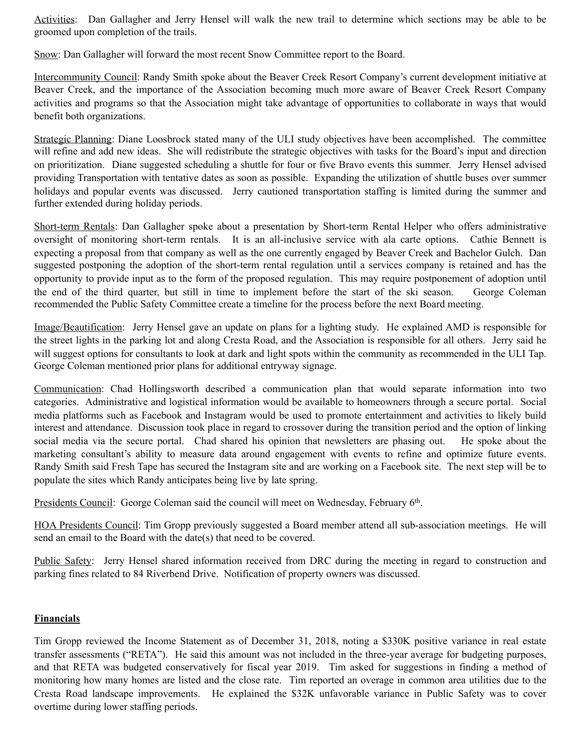Activities: Dan Gallagher and Jerry Hensel will walk the new trail to determine which sections may be able to be groomed upon completion of the trails.

Snow: Dan Gallagher will forward the most recent Snow Committee report to the Board.

Intercommunity Council: Randy Smith spoke about the Beaver Creek Resort Company's current development initiative at Beaver Creek, and the importance of the Association becoming much more aware of Beaver Creek Resort Company activities and programs so that the Association might take advantage of opportunities to collaborate in ways that would benefit both organizations.

Strategic Planning: Diane Loosbrock stated many of the ULI study objectives have been accomplished. The committee will refine and add new ideas. She will redistribute the strategic objectives with tasks for the Board's input and direction on prioritization. Diane suggested scheduling a shuttle for four or five Bravo events this summer. Jerry Hensel advised providing Transportation with tentative dates as soon as possible. Expanding the utilization of shuttle buses over summer holidays and popular events was discussed. Jerry cautioned transportation staffing is limited during the summer and further extended during holiday periods.

Short-term Rentals: Dan Gallagher spoke about a presentation by Short-term Rental Helper who offers administrative oversight of monitoring short-term rentals. It is an all-inclusive service with ala carte options. Cathie Bennett is expecting a proposal from that company as well as the one currently engaged by Beaver Creek and Bachelor Gulch. Dan suggested postponing the adoption of the short-term rental regulation until a services company is retained and has the opportunity to provide input as to the form of the proposed regulation. This may require postponement of adoption until the end of the third quarter, but still in time to implement before the start of the ski season. George Coleman recommended the Public Safety Committee create a timeline for the process before the next Board meeting.

Image/Beautification: Jerry Hensel gave an update on plans for a lighting study. He explained AMD is responsible for the street lights in the parking lot and along Cresta Road, and the Association is responsible for all others. Jerry said he will suggest options for consultants to look at dark and light spots within the community as recommended in the ULI Tap. George Coleman mentioned prior plans for additional entryway signage.

Communication: Chad Hollingsworth described a communication plan that would separate information into two categories. Administrative and logistical information would be available to homeowners through a secure portal. Social media platforms such as Facebook and Instagram would be used to promote entertainment and activities to likely build interest and attendance. Discussion took place in regard to crossover during the transition period and the option of linking social media via the secure portal. Chad shared his opinion that newsletters are phasing out. He spoke about the marketing consultant's ability to measure data around engagement with events to refine and optimize future events. Randy Smith said Fresh Tape has secured the Instagram site and are working on a Facebook site. The next step will be to populate the sites which Randy anticipates being live by late spring.

Presidents Council: George Coleman said the council will meet on Wednesday, February 6th.

HOA Presidents Council: Tim Gropp previously suggested a Board member attend all sub-association meetings. He will send an email to the Board with the date(s) that need to be covered.

Public Safety: Jerry Hensel shared information received from DRC during the meeting in regard to construction and parking fines related to 84 Riverbend Drive. Notification of property owners was discussed.

**Financials**

Tim Gropp reviewed the Income Statement as of December 31, 2018, noting a $330K positive variance in real estate transfer assessments ("RETA"). He said this amount was not included in the three-year average for budgeting purposes, and that RETA was budgeted conservatively for fiscal year 2019. Tim asked for suggestions in finding a method of monitoring how many homes are listed and the close rate. Tim reported an overage in common area utilities due to the Cresta Road landscape improvements. He explained the $32K unfavorable variance in Public Safety was to cover overtime during lower staffing periods.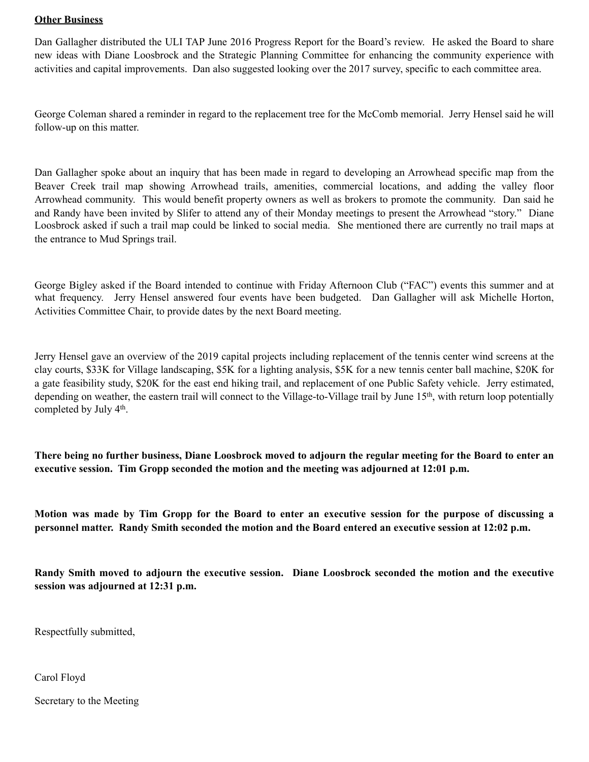**Other Business**

Dan Gallagher distributed the ULI TAP June 2016 Progress Report for the Board's review. He asked the Board to share new ideas with Diane Loosbrock and the Strategic Planning Committee for enhancing the community experience with activities and capital improvements. Dan also suggested looking over the 2017 survey, specific to each committee area.

George Coleman shared a reminder in regard to the replacement tree for the McComb memorial. Jerry Hensel said he will follow-up on this matter.

Dan Gallagher spoke about an inquiry that has been made in regard to developing an Arrowhead specific map from the Beaver Creek trail map showing Arrowhead trails, amenities, commercial locations, and adding the valley floor Arrowhead community. This would benefit property owners as well as brokers to promote the community. Dan said he and Randy have been invited by Slifer to attend any of their Monday meetings to present the Arrowhead "story." Diane Loosbrock asked if such a trail map could be linked to social media. She mentioned there are currently no trail maps at the entrance to Mud Springs trail.

George Bigley asked if the Board intended to continue with Friday Afternoon Club ("FAC") events this summer and at what frequency. Jerry Hensel answered four events have been budgeted. Dan Gallagher will ask Michelle Horton, Activities Committee Chair, to provide dates by the next Board meeting.

Jerry Hensel gave an overview of the 2019 capital projects including replacement of the tennis center wind screens at the clay courts, $33K for Village landscaping, $5K for a lighting analysis, $5K for a new tennis center ball machine, $20K for a gate feasibility study, $20K for the east end hiking trail, and replacement of one Public Safety vehicle. Jerry estimated, depending on weather, the eastern trail will connect to the Village-to-Village trail by June 15th, with return loop potentially completed by July 4th.

**There being no further business, Diane Loosbrock moved to adjourn the regular meeting for the Board to enter an executive session. Tim Gropp seconded the motion and the meeting was adjourned at 12:01 p.m.**

**Motion was made by Tim Gropp for the Board to enter an executive session for the purpose of discussing a personnel matter. Randy Smith seconded the motion and the Board entered an executive session at 12:02 p.m.**

**Randy Smith moved to adjourn the executive session. Diane Loosbrock seconded the motion and the executive session was adjourned at 12:31 p.m.**

Respectfully submitted,

Carol Floyd

Secretary to the Meeting